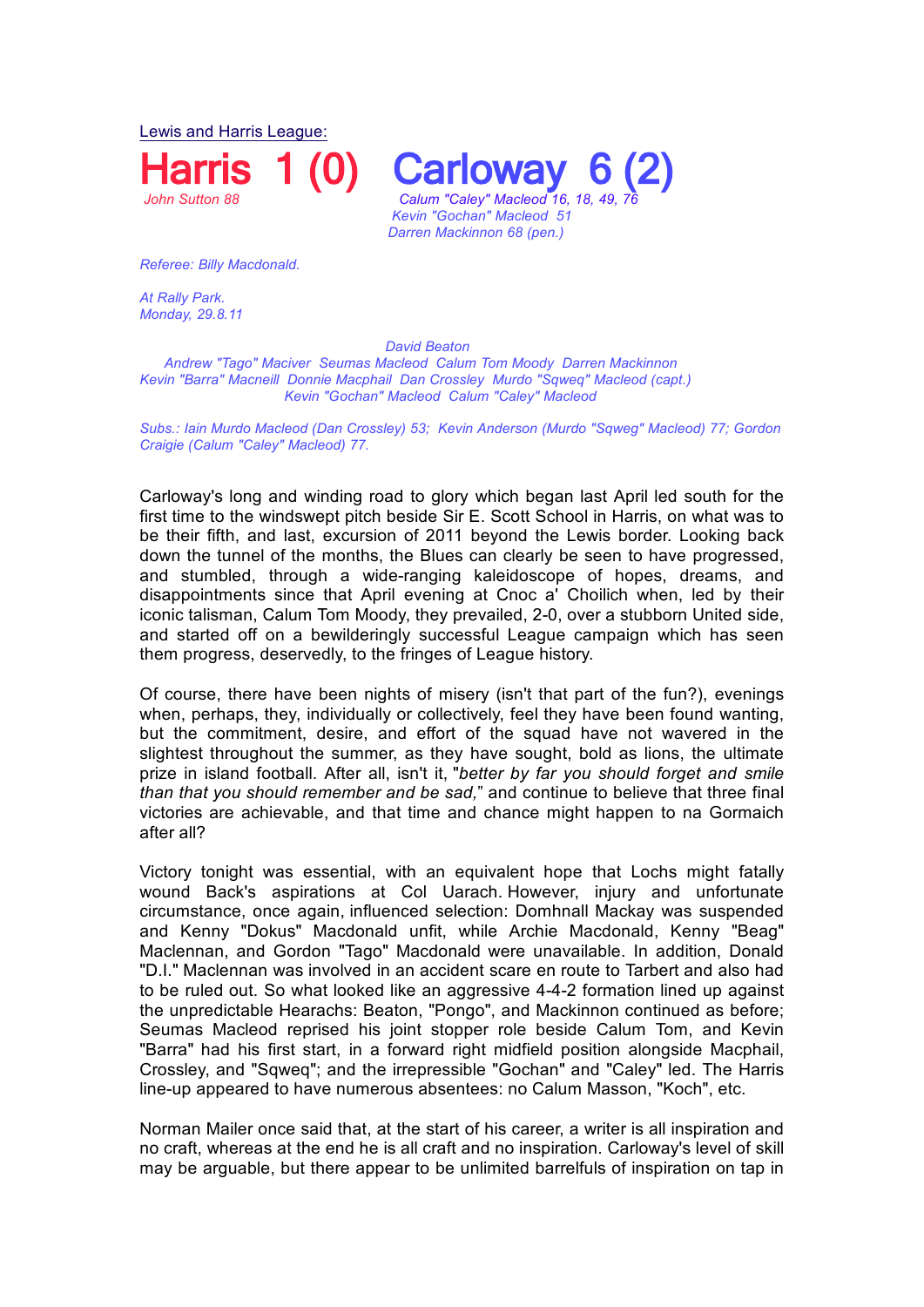Lewis and Harris League:

# Harris 1 (0) Carloway 6 (2)

*John Sutton 88*

*Calum "Caley" Macleod 16, 18, 49, 76*
*Kevin "Gochan" Macleod 51*
*Darren Mackinnon 68 (pen.)*

*Referee: Billy Macdonald.*

*At Rally Park.*
*Monday, 29.8.11*

*David Beaton*
*Andrew "Tago" Maciver Seumas Macleod Calum Tom Moody Darren Mackinnon*
*Kevin "Barra" Macneill Donnie Macphail Dan Crossley Murdo "Sqweq" Macleod (capt.)*
*Kevin "Gochan" Macleod Calum "Caley" Macleod*

*Subs.: Iain Murdo Macleod (Dan Crossley) 53; Kevin Anderson (Murdo "Sqweg" Macleod) 77; Gordon Craigie (Calum "Caley" Macleod) 77.*

Carloway's long and winding road to glory which began last April led south for the first time to the windswept pitch beside Sir E. Scott School in Harris, on what was to be their fifth, and last, excursion of 2011 beyond the Lewis border. Looking back down the tunnel of the months, the Blues can clearly be seen to have progressed, and stumbled, through a wide-ranging kaleidoscope of hopes, dreams, and disappointments since that April evening at Cnoc a' Choilich when, led by their iconic talisman, Calum Tom Moody, they prevailed, 2-0, over a stubborn United side, and started off on a bewilderingly successful League campaign which has seen them progress, deservedly, to the fringes of League history.

Of course, there have been nights of misery (isn't that part of the fun?), evenings when, perhaps, they, individually or collectively, feel they have been found wanting, but the commitment, desire, and effort of the squad have not wavered in the slightest throughout the summer, as they have sought, bold as lions, the ultimate prize in island football. After all, isn't it, "*better by far you should forget and smile than that you should remember and be sad,*" and continue to believe that three final victories are achievable, and that time and chance might happen to na Gormaich after all?

Victory tonight was essential, with an equivalent hope that Lochs might fatally wound Back's aspirations at Col Uarach. However, injury and unfortunate circumstance, once again, influenced selection: Domhnall Mackay was suspended and Kenny "Dokus" Macdonald unfit, while Archie Macdonald, Kenny "Beag" Maclennan, and Gordon "Tago" Macdonald were unavailable. In addition, Donald "D.I." Maclennan was involved in an accident scare en route to Tarbert and also had to be ruled out. So what looked like an aggressive 4-4-2 formation lined up against the unpredictable Hearachs: Beaton, "Pongo", and Mackinnon continued as before; Seumas Macleod reprised his joint stopper role beside Calum Tom, and Kevin "Barra" had his first start, in a forward right midfield position alongside Macphail, Crossley, and "Sqweq"; and the irrepressible "Gochan" and "Caley" led. The Harris line-up appeared to have numerous absentees: no Calum Masson, "Koch", etc.

Norman Mailer once said that, at the start of his career, a writer is all inspiration and no craft, whereas at the end he is all craft and no inspiration. Carloway's level of skill may be arguable, but there appear to be unlimited barrelfuls of inspiration on tap in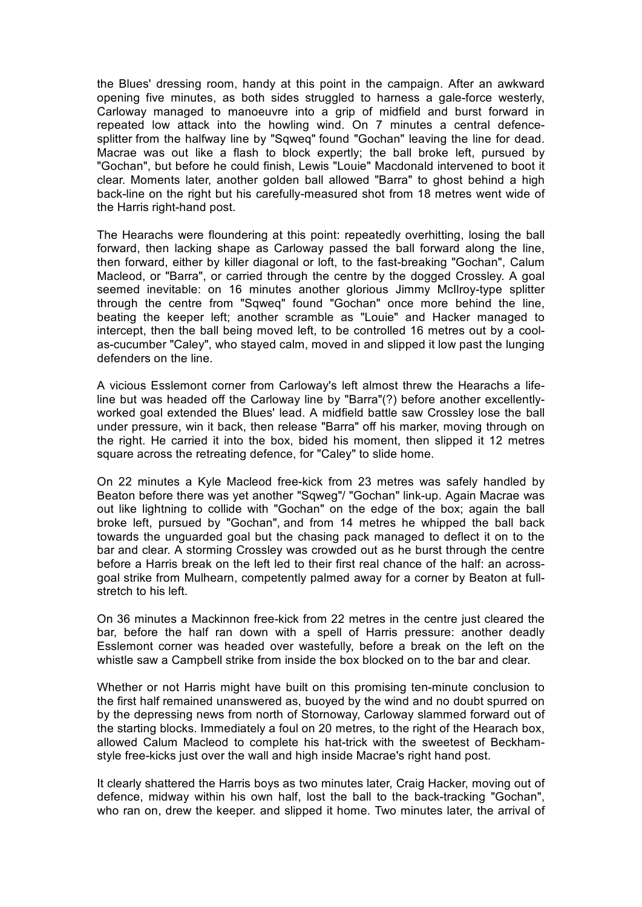the Blues' dressing room, handy at this point in the campaign. After an awkward opening five minutes, as both sides struggled to harness a gale-force westerly, Carloway managed to manoeuvre into a grip of midfield and burst forward in repeated low attack into the howling wind. On 7 minutes a central defence-splitter from the halfway line by "Sqweq" found "Gochan" leaving the line for dead. Macrae was out like a flash to block expertly; the ball broke left, pursued by "Gochan", but before he could finish, Lewis "Louie" Macdonald intervened to boot it clear. Moments later, another golden ball allowed "Barra" to ghost behind a high back-line on the right but his carefully-measured shot from 18 metres went wide of the Harris right-hand post.

The Hearachs were floundering at this point: repeatedly overhitting, losing the ball forward, then lacking shape as Carloway passed the ball forward along the line, then forward, either by killer diagonal or loft, to the fast-breaking "Gochan", Calum Macleod, or "Barra", or carried through the centre by the dogged Crossley. A goal seemed inevitable: on 16 minutes another glorious Jimmy McIlroy-type splitter through the centre from "Sqweq" found "Gochan" once more behind the line, beating the keeper left; another scramble as "Louie" and Hacker managed to intercept, then the ball being moved left, to be controlled 16 metres out by a cool-as-cucumber "Caley", who stayed calm, moved in and slipped it low past the lunging defenders on the line.

A vicious Esslemont corner from Carloway's left almost threw the Hearachs a life-line but was headed off the Carloway line by "Barra"(?) before another excellently-worked goal extended the Blues' lead. A midfield battle saw Crossley lose the ball under pressure, win it back, then release "Barra" off his marker, moving through on the right. He carried it into the box, bided his moment, then slipped it 12 metres square across the retreating defence, for "Caley" to slide home.

On 22 minutes a Kyle Macleod free-kick from 23 metres was safely handled by Beaton before there was yet another "Sqweg"/ "Gochan" link-up. Again Macrae was out like lightning to collide with "Gochan" on the edge of the box; again the ball broke left, pursued by "Gochan", and from 14 metres he whipped the ball back towards the unguarded goal but the chasing pack managed to deflect it on to the bar and clear. A storming Crossley was crowded out as he burst through the centre before a Harris break on the left led to their first real chance of the half: an across-goal strike from Mulhearn, competently palmed away for a corner by Beaton at full-stretch to his left.

On 36 minutes a Mackinnon free-kick from 22 metres in the centre just cleared the bar, before the half ran down with a spell of Harris pressure: another deadly Esslemont corner was headed over wastefully, before a break on the left on the whistle saw a Campbell strike from inside the box blocked on to the bar and clear.

Whether or not Harris might have built on this promising ten-minute conclusion to the first half remained unanswered as, buoyed by the wind and no doubt spurred on by the depressing news from north of Stornoway, Carloway slammed forward out of the starting blocks. Immediately a foul on 20 metres, to the right of the Hearach box, allowed Calum Macleod to complete his hat-trick with the sweetest of Beckham-style free-kicks just over the wall and high inside Macrae's right hand post.

It clearly shattered the Harris boys as two minutes later, Craig Hacker, moving out of defence, midway within his own half, lost the ball to the back-tracking "Gochan", who ran on, drew the keeper. and slipped it home. Two minutes later, the arrival of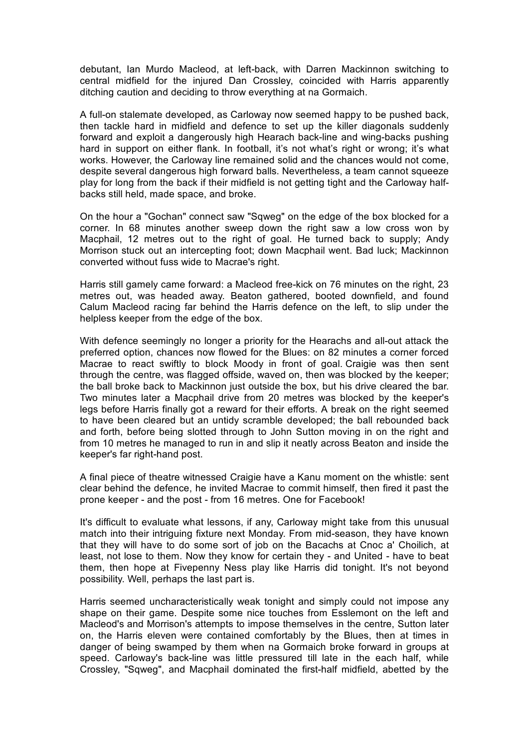debutant, Ian Murdo Macleod, at left-back, with Darren Mackinnon switching to central midfield for the injured Dan Crossley, coincided with Harris apparently ditching caution and deciding to throw everything at na Gormaich.

A full-on stalemate developed, as Carloway now seemed happy to be pushed back, then tackle hard in midfield and defence to set up the killer diagonals suddenly forward and exploit a dangerously high Hearach back-line and wing-backs pushing hard in support on either flank. In football, it's not what's right or wrong; it's what works. However, the Carloway line remained solid and the chances would not come, despite several dangerous high forward balls. Nevertheless, a team cannot squeeze play for long from the back if their midfield is not getting tight and the Carloway half-backs still held, made space, and broke.

On the hour a "Gochan" connect saw "Sqweg" on the edge of the box blocked for a corner. In 68 minutes another sweep down the right saw a low cross won by Macphail, 12 metres out to the right of goal. He turned back to supply; Andy Morrison stuck out an intercepting foot; down Macphail went. Bad luck; Mackinnon converted without fuss wide to Macrae's right.

Harris still gamely came forward: a Macleod free-kick on 76 minutes on the right, 23 metres out, was headed away. Beaton gathered, booted downfield, and found Calum Macleod racing far behind the Harris defence on the left, to slip under the helpless keeper from the edge of the box.

With defence seemingly no longer a priority for the Hearachs and all-out attack the preferred option, chances now flowed for the Blues: on 82 minutes a corner forced Macrae to react swiftly to block Moody in front of goal. Craigie was then sent through the centre, was flagged offside, waved on, then was blocked by the keeper; the ball broke back to Mackinnon just outside the box, but his drive cleared the bar. Two minutes later a Macphail drive from 20 metres was blocked by the keeper's legs before Harris finally got a reward for their efforts. A break on the right seemed to have been cleared but an untidy scramble developed; the ball rebounded back and forth, before being slotted through to John Sutton moving in on the right and from 10 metres he managed to run in and slip it neatly across Beaton and inside the keeper's far right-hand post.

A final piece of theatre witnessed Craigie have a Kanu moment on the whistle: sent clear behind the defence, he invited Macrae to commit himself, then fired it past the prone keeper - and the post - from 16 metres. One for Facebook!

It's difficult to evaluate what lessons, if any, Carloway might take from this unusual match into their intriguing fixture next Monday. From mid-season, they have known that they will have to do some sort of job on the Bacachs at Cnoc a' Choilich, at least, not lose to them. Now they know for certain they - and United - have to beat them, then hope at Fivepenny Ness play like Harris did tonight. It's not beyond possibility. Well, perhaps the last part is.

Harris seemed uncharacteristically weak tonight and simply could not impose any shape on their game. Despite some nice touches from Esslemont on the left and Macleod's and Morrison's attempts to impose themselves in the centre, Sutton later on, the Harris eleven were contained comfortably by the Blues, then at times in danger of being swamped by them when na Gormaich broke forward in groups at speed. Carloway's back-line was little pressured till late in the each half, while Crossley, "Sqweg", and Macphail dominated the first-half midfield, abetted by the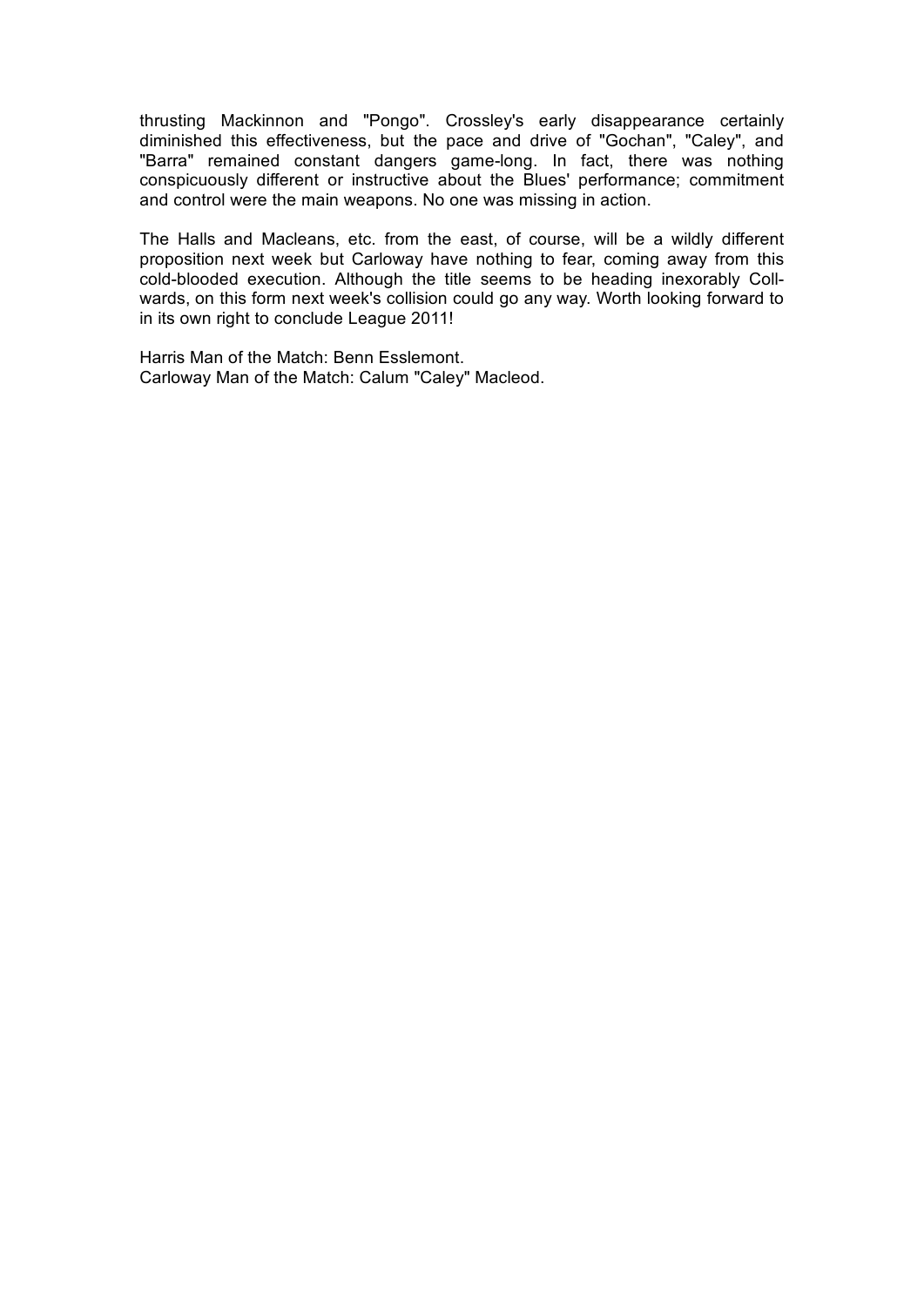thrusting Mackinnon and "Pongo". Crossley's early disappearance certainly diminished this effectiveness, but the pace and drive of "Gochan", "Caley", and "Barra" remained constant dangers game-long. In fact, there was nothing conspicuously different or instructive about the Blues' performance; commitment and control were the main weapons. No one was missing in action.

The Halls and Macleans, etc. from the east, of course, will be a wildly different proposition next week but Carloway have nothing to fear, coming away from this cold-blooded execution. Although the title seems to be heading inexorably Coll-wards, on this form next week's collision could go any way. Worth looking forward to in its own right to conclude League 2011!

Harris Man of the Match: Benn Esslemont.
Carloway Man of the Match: Calum "Caley" Macleod.